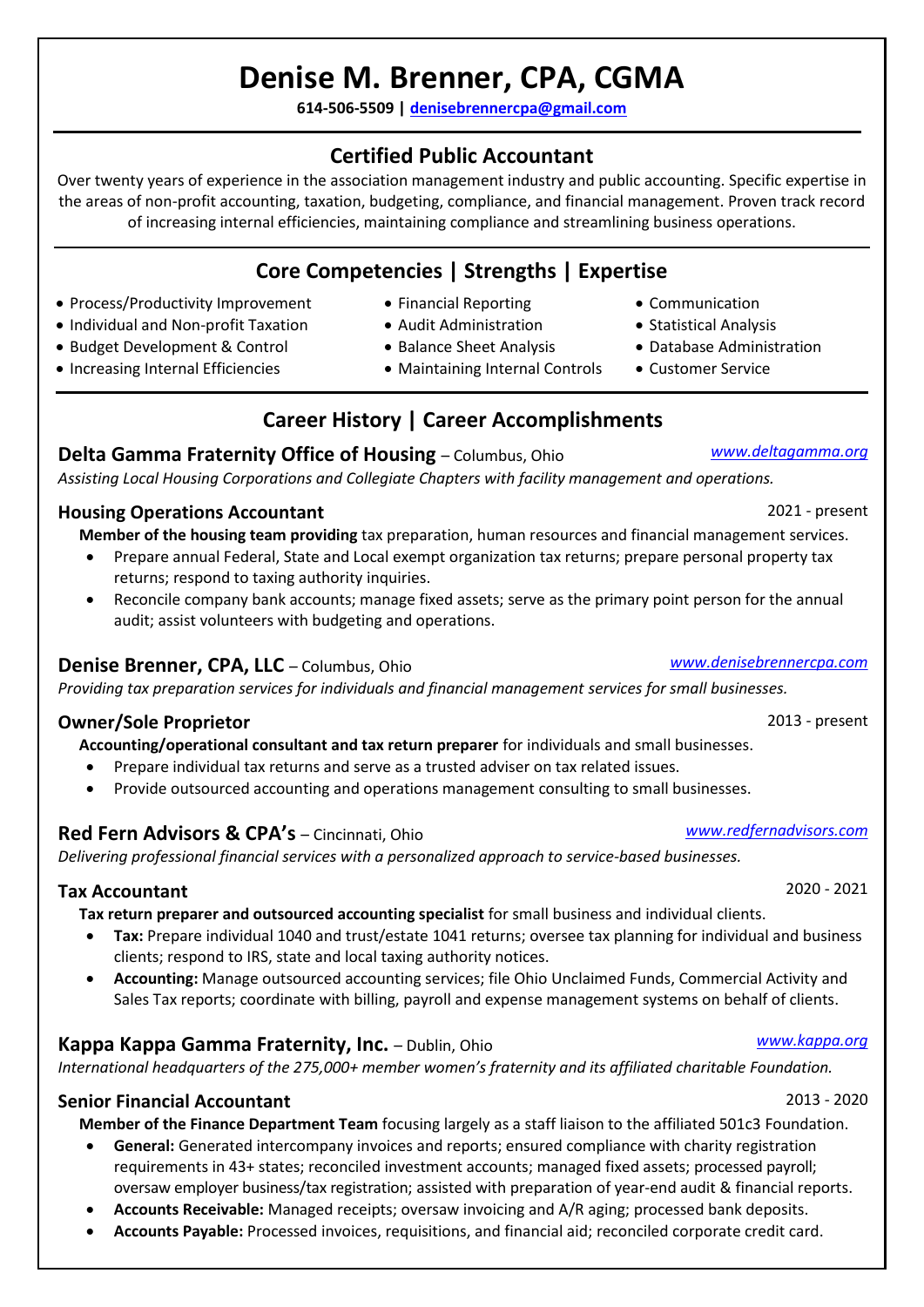# Denise M. Brenner, CPA, CGMA

**614-506-5509 | [denisebrennercpa@gmail.com](mailto:denisebrennercpa@gmail.com)**

## Certified Public Accountant

Over twenty years of experience in the association management industry and public accounting. Specific expertise in the areas of non-profit accounting, taxation, budgeting, compliance, and financial management. Proven track record of increasing internal efficiencies, maintaining compliance and streamlining business operations.

## Core Competencies | Strengths | Expertise

- Process/Productivity Improvement
- Individual and Non-profit Taxation
- Budget Development & Control
- Increasing Internal Efficiencies
- Financial Reporting
- Audit Administration
- Balance Sheet Analysis
- Maintaining Internal Controls
- Communication
- Statistical Analysis
- Database Administration
- Customer Service

## Career History | Career Accomplishments

### Delta Gamma Fraternity Office of Housing – Columbus, Ohio

*www.deltagamma.org*

*Assisting Local Housing Corporations and Collegiate Chapters with facility management and operations.*

**Housing Operations Accountant** 2021 - present

**Member of the housing team providing** tax preparation, human resources and financial management services.

- Prepare annual Federal, State and Local exempt organization tax returns; prepare personal property tax returns; respond to taxing authority inquiries.
- Reconcile company bank accounts; manage fixed assets; serve as the primary point person for the annual audit; assist volunteers with budgeting and operations.

### Denise Brenner, CPA, LLC – Columbus, Ohio

*www.denisebrennercpa.com*

*Providing tax preparation services for individuals and financial management services for small businesses.*

**Owner/Sole Proprietor** 2013 - present

**Accounting/operational consultant and tax return preparer** for individuals and small businesses.

- Prepare individual tax returns and serve as a trusted adviser on tax related issues.
- Provide outsourced accounting and operations management consulting to small businesses.

### Red Fern Advisors & CPA's – Cincinnati, Ohio

*www.redfernadvisors.com*

*Delivering professional financial services with a personalized approach to service-based businesses.*

**Tax Accountant** 2020 - 2021

**Tax return preparer and outsourced accounting specialist** for small business and individual clients.

- **Tax:** Prepare individual 1040 and trust/estate 1041 returns; oversee tax planning for individual and business clients; respond to IRS, state and local taxing authority notices.
- **Accounting:** Manage outsourced accounting services; file Ohio Unclaimed Funds, Commercial Activity and Sales Tax reports; coordinate with billing, payroll and expense management systems on behalf of clients.

### Kappa Kappa Gamma Fraternity, Inc. – Dublin, Ohio

*www.kappa.org*

*International headquarters of the 275,000+ member women's fraternity and its affiliated charitable Foundation.*

**Senior Financial Accountant** 2013 - 2020

**Member of the Finance Department Team** focusing largely as a staff liaison to the affiliated 501c3 Foundation.

- **General:** Generated intercompany invoices and reports; ensured compliance with charity registration requirements in 43+ states; reconciled investment accounts; managed fixed assets; processed payroll; oversaw employer business/tax registration; assisted with preparation of year-end audit & financial reports.
- **Accounts Receivable:** Managed receipts; oversaw invoicing and A/R aging; processed bank deposits.
- **Accounts Payable:** Processed invoices, requisitions, and financial aid; reconciled corporate credit card.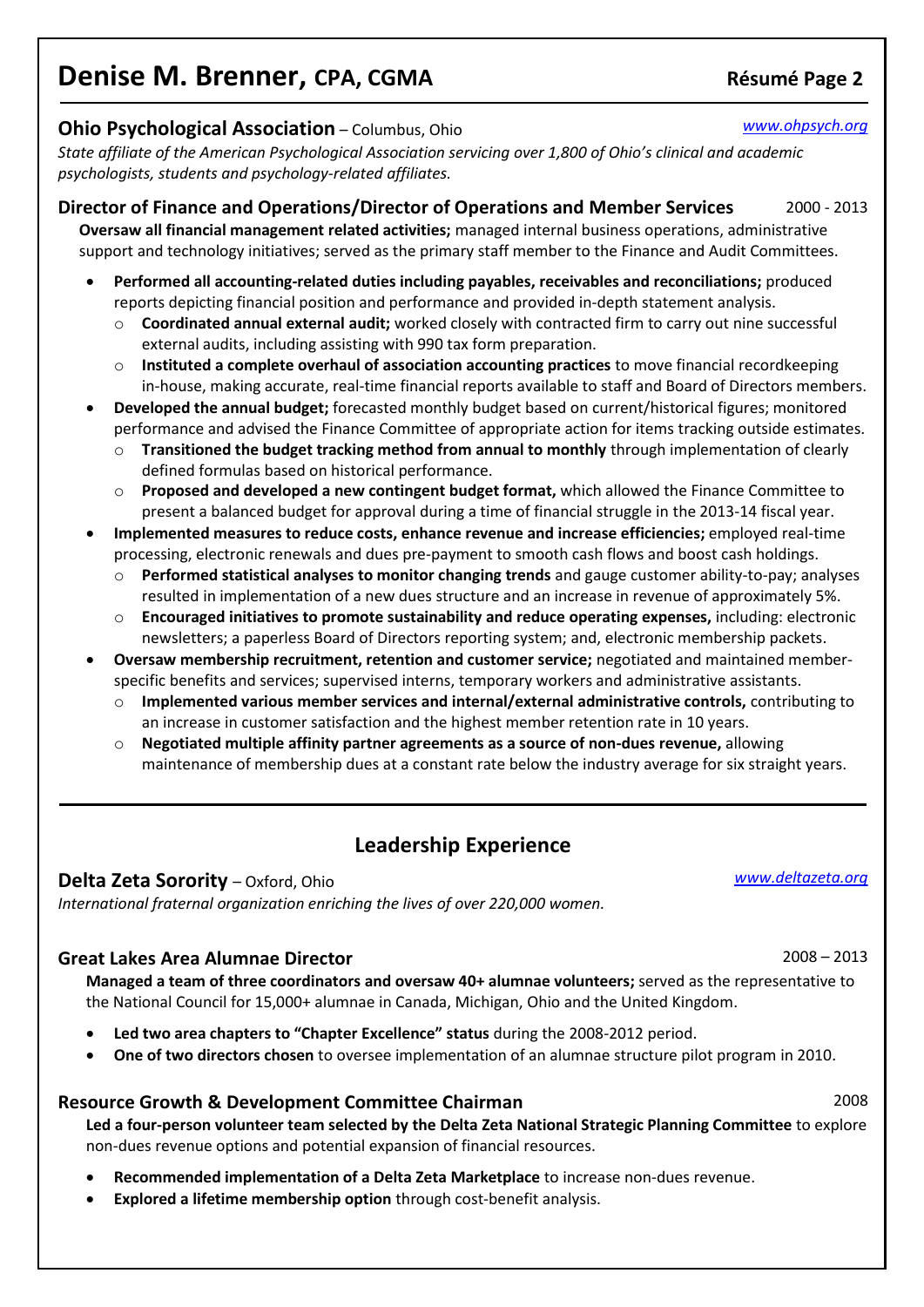## Ohio Psychological Association – Columbus, Ohio

*www.ohpsych.org*

*State affiliate of the American Psychological Association servicing over 1,800 of Ohio's clinical and academic psychologists, students and psychology-related affiliates.*

### Director of Finance and Operations/Director of Operations and Member Services — 2000 - 2013

**Oversaw all financial management related activities;** managed internal business operations, administrative support and technology initiatives; served as the primary staff member to the Finance and Audit Committees.

- **Performed all accounting-related duties including payables, receivables and reconciliations;** produced reports depicting financial position and performance and provided in-depth statement analysis.
  - **Coordinated annual external audit;** worked closely with contracted firm to carry out nine successful external audits, including assisting with 990 tax form preparation.
  - **Instituted a complete overhaul of association accounting practices** to move financial recordkeeping in-house, making accurate, real-time financial reports available to staff and Board of Directors members.
- **Developed the annual budget;** forecasted monthly budget based on current/historical figures; monitored performance and advised the Finance Committee of appropriate action for items tracking outside estimates.
  - **Transitioned the budget tracking method from annual to monthly** through implementation of clearly defined formulas based on historical performance.
  - **Proposed and developed a new contingent budget format,** which allowed the Finance Committee to present a balanced budget for approval during a time of financial struggle in the 2013-14 fiscal year.
- **Implemented measures to reduce costs, enhance revenue and increase efficiencies;** employed real-time processing, electronic renewals and dues pre-payment to smooth cash flows and boost cash holdings.
  - **Performed statistical analyses to monitor changing trends** and gauge customer ability-to-pay; analyses resulted in implementation of a new dues structure and an increase in revenue of approximately 5%.
  - **Encouraged initiatives to promote sustainability and reduce operating expenses,** including: electronic newsletters; a paperless Board of Directors reporting system; and, electronic membership packets.
- **Oversaw membership recruitment, retention and customer service;** negotiated and maintained member-specific benefits and services; supervised interns, temporary workers and administrative assistants.
  - **Implemented various member services and internal/external administrative controls,** contributing to an increase in customer satisfaction and the highest member retention rate in 10 years.
  - **Negotiated multiple affinity partner agreements as a source of non-dues revenue,** allowing maintenance of membership dues at a constant rate below the industry average for six straight years.

---

# Leadership Experience

## Delta Zeta Sorority – Oxford, Ohio

*www.deltazeta.org*

*International fraternal organization enriching the lives of over 220,000 women.*

### Great Lakes Area Alumnae Director — 2008 – 2013

**Managed a team of three coordinators and oversaw 40+ alumnae volunteers;** served as the representative to the National Council for 15,000+ alumnae in Canada, Michigan, Ohio and the United Kingdom.

- **Led two area chapters to "Chapter Excellence" status** during the 2008-2012 period.
- **One of two directors chosen** to oversee implementation of an alumnae structure pilot program in 2010.

### Resource Growth & Development Committee Chairman — 2008

**Led a four-person volunteer team selected by the Delta Zeta National Strategic Planning Committee** to explore non-dues revenue options and potential expansion of financial resources.

- **Recommended implementation of a Delta Zeta Marketplace** to increase non-dues revenue.
- **Explored a lifetime membership option** through cost-benefit analysis.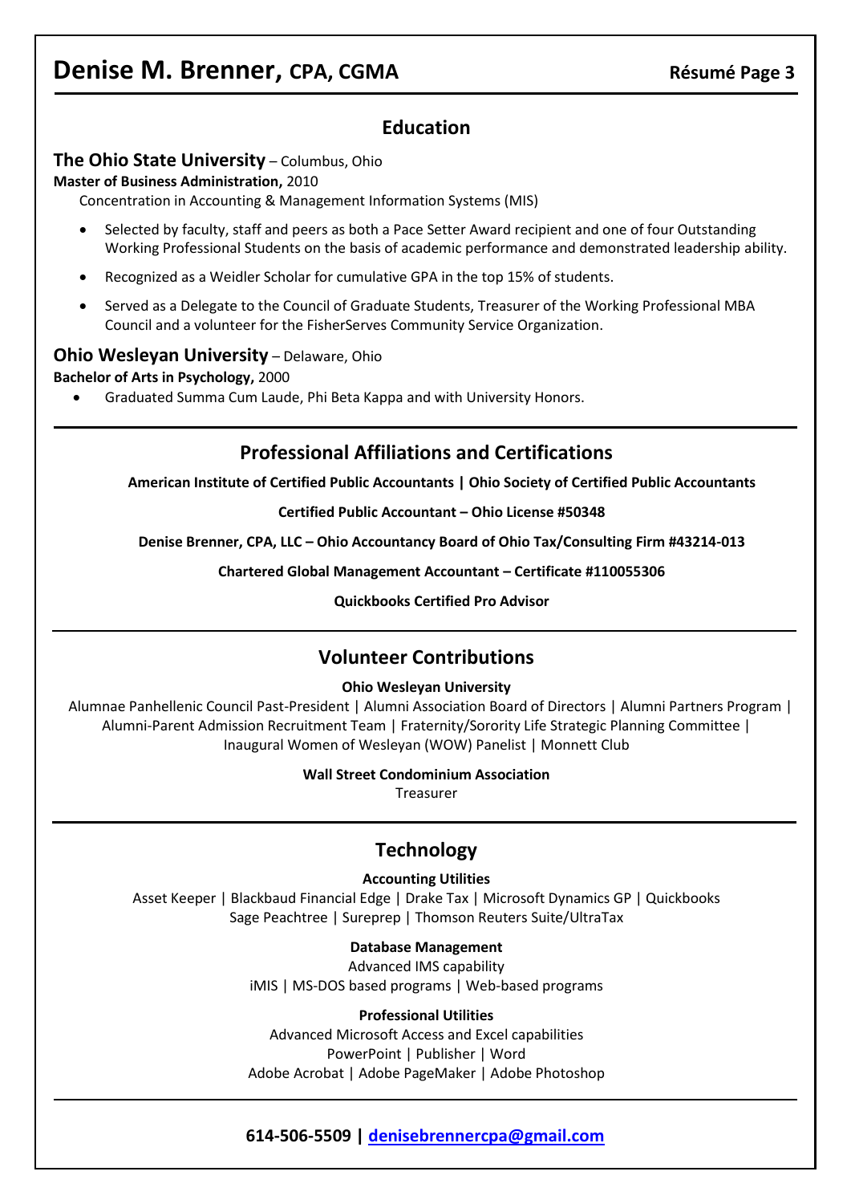## Education

**The Ohio State University** – Columbus, Ohio
**Master of Business Administration,** 2010
Concentration in Accounting & Management Information Systems (MIS)

- Selected by faculty, staff and peers as both a Pace Setter Award recipient and one of four Outstanding Working Professional Students on the basis of academic performance and demonstrated leadership ability.
- Recognized as a Weidler Scholar for cumulative GPA in the top 15% of students.
- Served as a Delegate to the Council of Graduate Students, Treasurer of the Working Professional MBA Council and a volunteer for the FisherServes Community Service Organization.

**Ohio Wesleyan University** – Delaware, Ohio
**Bachelor of Arts in Psychology,** 2000

- Graduated Summa Cum Laude, Phi Beta Kappa and with University Honors.

## Professional Affiliations and Certifications

**American Institute of Certified Public Accountants | Ohio Society of Certified Public Accountants**

**Certified Public Accountant – Ohio License #50348**

**Denise Brenner, CPA, LLC – Ohio Accountancy Board of Ohio Tax/Consulting Firm #43214-013**

**Chartered Global Management Accountant – Certificate #110055306**

**Quickbooks Certified Pro Advisor**

## Volunteer Contributions

**Ohio Wesleyan University**
Alumnae Panhellenic Council Past-President | Alumni Association Board of Directors | Alumni Partners Program | Alumni-Parent Admission Recruitment Team | Fraternity/Sorority Life Strategic Planning Committee | Inaugural Women of Wesleyan (WOW) Panelist | Monnett Club

**Wall Street Condominium Association**
Treasurer

## Technology

**Accounting Utilities**
Asset Keeper | Blackbaud Financial Edge | Drake Tax | Microsoft Dynamics GP | Quickbooks
Sage Peachtree | Sureprep | Thomson Reuters Suite/UltraTax

**Database Management**
Advanced IMS capability
iMIS | MS-DOS based programs | Web-based programs

**Professional Utilities**
Advanced Microsoft Access and Excel capabilities
PowerPoint | Publisher | Word
Adobe Acrobat | Adobe PageMaker | Adobe Photoshop

**614-506-5509 | denisebrennercpa@gmail.com**